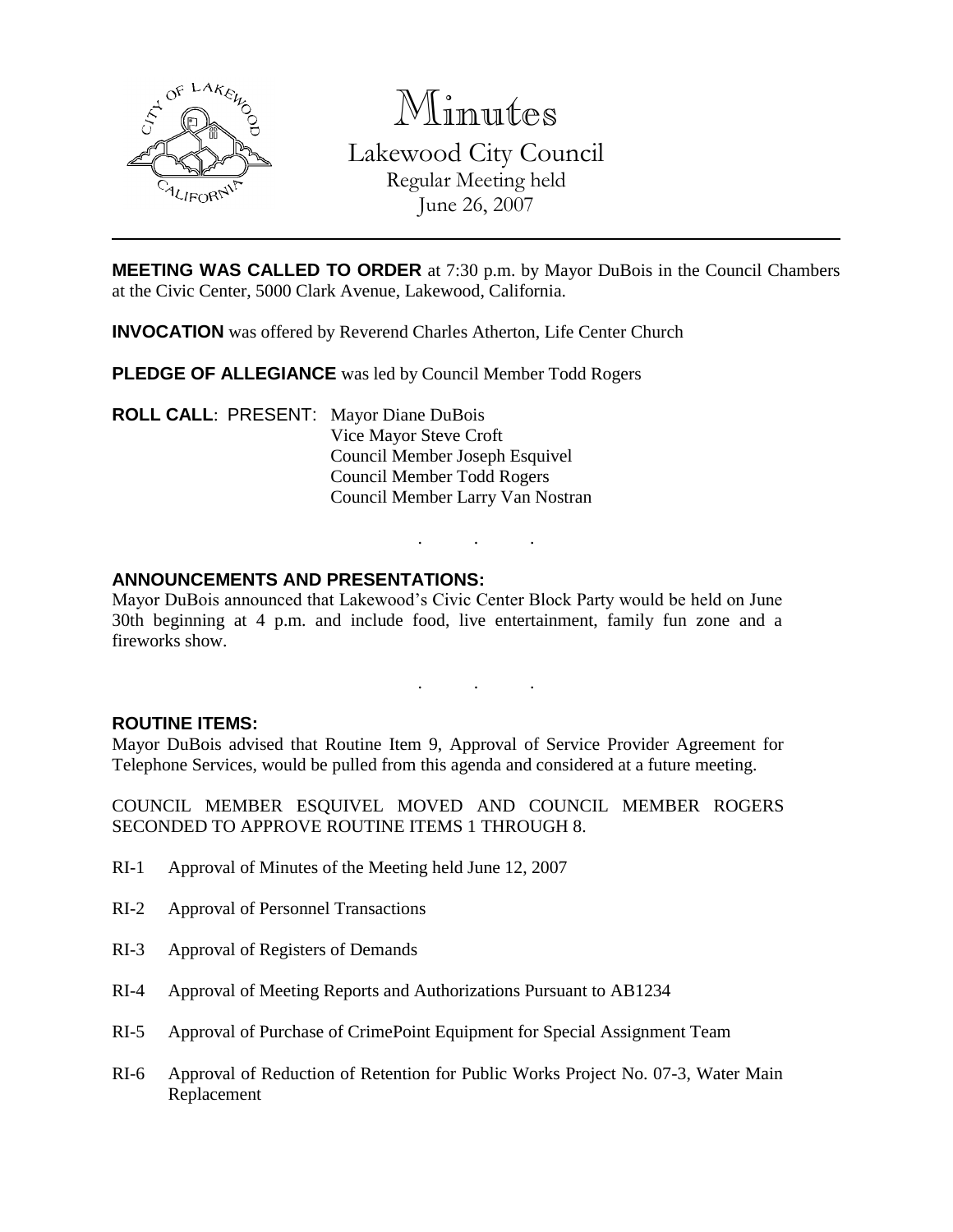# Minutes

Lakewood City Council
Regular Meeting held
June 26, 2007

---

**MEETING WAS CALLED TO ORDER** at 7:30 p.m. by Mayor DuBois in the Council Chambers at the Civic Center, 5000 Clark Avenue, Lakewood, California.

**INVOCATION** was offered by Reverend Charles Atherton, Life Center Church

**PLEDGE OF ALLEGIANCE** was led by Council Member Todd Rogers

**ROLL CALL**: PRESENT: Mayor Diane DuBois
Vice Mayor Steve Croft
Council Member Joseph Esquivel
Council Member Todd Rogers
Council Member Larry Van Nostran

. . .

**ANNOUNCEMENTS AND PRESENTATIONS:**

Mayor DuBois announced that Lakewood's Civic Center Block Party would be held on June 30th beginning at 4 p.m. and include food, live entertainment, family fun zone and a fireworks show.

. . .

**ROUTINE ITEMS:**

Mayor DuBois advised that Routine Item 9, Approval of Service Provider Agreement for Telephone Services, would be pulled from this agenda and considered at a future meeting.

COUNCIL MEMBER ESQUIVEL MOVED AND COUNCIL MEMBER ROGERS SECONDED TO APPROVE ROUTINE ITEMS 1 THROUGH 8.

RI-1 Approval of Minutes of the Meeting held June 12, 2007

RI-2 Approval of Personnel Transactions

RI-3 Approval of Registers of Demands

RI-4 Approval of Meeting Reports and Authorizations Pursuant to AB1234

RI-5 Approval of Purchase of CrimePoint Equipment for Special Assignment Team

RI-6 Approval of Reduction of Retention for Public Works Project No. 07-3, Water Main Replacement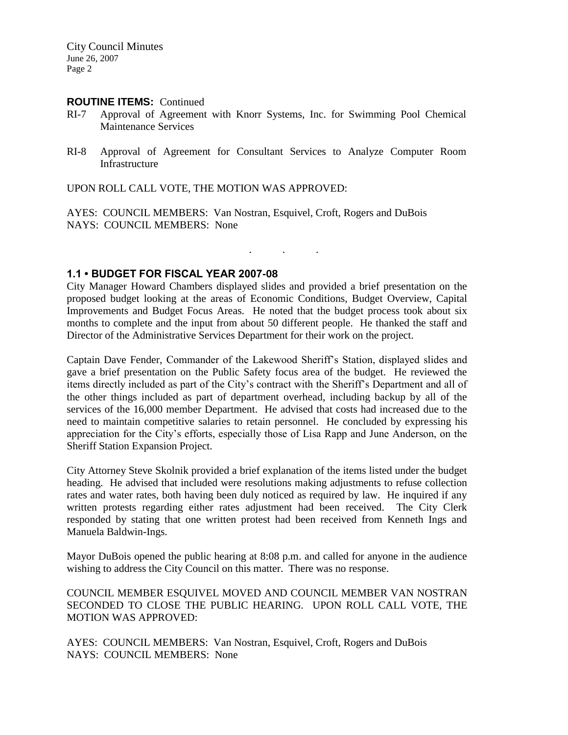**ROUTINE ITEMS:** Continued

RI-7 Approval of Agreement with Knorr Systems, Inc. for Swimming Pool Chemical Maintenance Services

RI-8 Approval of Agreement for Consultant Services to Analyze Computer Room Infrastructure

UPON ROLL CALL VOTE, THE MOTION WAS APPROVED:

AYES: COUNCIL MEMBERS: Van Nostran, Esquivel, Croft, Rogers and DuBois
NAYS: COUNCIL MEMBERS: None

. . .

### 1.1 • BUDGET FOR FISCAL YEAR 2007-08

City Manager Howard Chambers displayed slides and provided a brief presentation on the proposed budget looking at the areas of Economic Conditions, Budget Overview, Capital Improvements and Budget Focus Areas. He noted that the budget process took about six months to complete and the input from about 50 different people. He thanked the staff and Director of the Administrative Services Department for their work on the project.

Captain Dave Fender, Commander of the Lakewood Sheriff's Station, displayed slides and gave a brief presentation on the Public Safety focus area of the budget. He reviewed the items directly included as part of the City's contract with the Sheriff's Department and all of the other things included as part of department overhead, including backup by all of the services of the 16,000 member Department. He advised that costs had increased due to the need to maintain competitive salaries to retain personnel. He concluded by expressing his appreciation for the City's efforts, especially those of Lisa Rapp and June Anderson, on the Sheriff Station Expansion Project.

City Attorney Steve Skolnik provided a brief explanation of the items listed under the budget heading. He advised that included were resolutions making adjustments to refuse collection rates and water rates, both having been duly noticed as required by law. He inquired if any written protests regarding either rates adjustment had been received. The City Clerk responded by stating that one written protest had been received from Kenneth Ings and Manuela Baldwin-Ings.

Mayor DuBois opened the public hearing at 8:08 p.m. and called for anyone in the audience wishing to address the City Council on this matter. There was no response.

COUNCIL MEMBER ESQUIVEL MOVED AND COUNCIL MEMBER VAN NOSTRAN SECONDED TO CLOSE THE PUBLIC HEARING. UPON ROLL CALL VOTE, THE MOTION WAS APPROVED:

AYES: COUNCIL MEMBERS: Van Nostran, Esquivel, Croft, Rogers and DuBois
NAYS: COUNCIL MEMBERS: None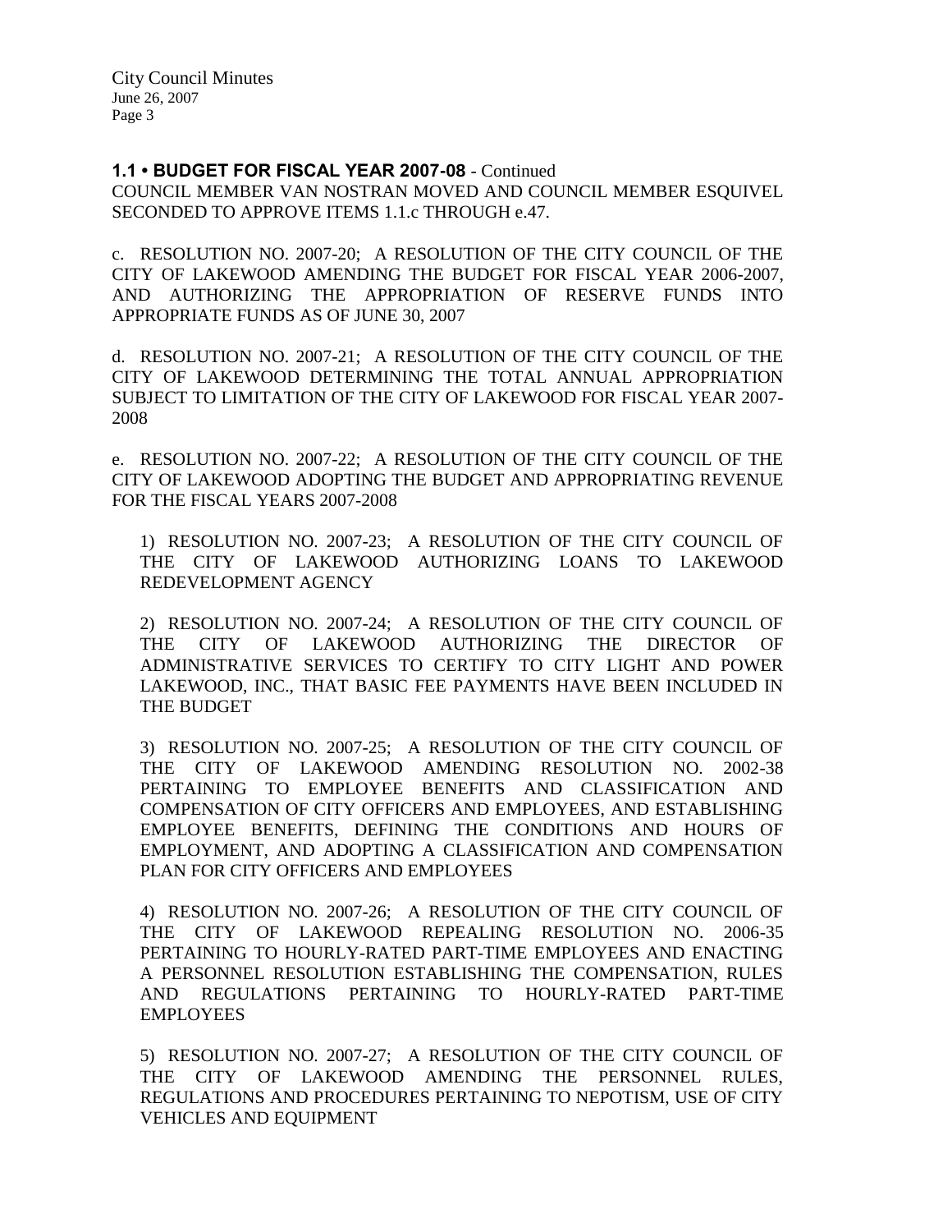**1.1 • BUDGET FOR FISCAL YEAR 2007-08** - Continued

COUNCIL MEMBER VAN NOSTRAN MOVED AND COUNCIL MEMBER ESQUIVEL SECONDED TO APPROVE ITEMS 1.1.c THROUGH e.47.

c. RESOLUTION NO. 2007-20; A RESOLUTION OF THE CITY COUNCIL OF THE CITY OF LAKEWOOD AMENDING THE BUDGET FOR FISCAL YEAR 2006-2007, AND AUTHORIZING THE APPROPRIATION OF RESERVE FUNDS INTO APPROPRIATE FUNDS AS OF JUNE 30, 2007

d. RESOLUTION NO. 2007-21; A RESOLUTION OF THE CITY COUNCIL OF THE CITY OF LAKEWOOD DETERMINING THE TOTAL ANNUAL APPROPRIATION SUBJECT TO LIMITATION OF THE CITY OF LAKEWOOD FOR FISCAL YEAR 2007-2008

e. RESOLUTION NO. 2007-22; A RESOLUTION OF THE CITY COUNCIL OF THE CITY OF LAKEWOOD ADOPTING THE BUDGET AND APPROPRIATING REVENUE FOR THE FISCAL YEARS 2007-2008

1) RESOLUTION NO. 2007-23; A RESOLUTION OF THE CITY COUNCIL OF THE CITY OF LAKEWOOD AUTHORIZING LOANS TO LAKEWOOD REDEVELOPMENT AGENCY

2) RESOLUTION NO. 2007-24; A RESOLUTION OF THE CITY COUNCIL OF THE CITY OF LAKEWOOD AUTHORIZING THE DIRECTOR OF ADMINISTRATIVE SERVICES TO CERTIFY TO CITY LIGHT AND POWER LAKEWOOD, INC., THAT BASIC FEE PAYMENTS HAVE BEEN INCLUDED IN THE BUDGET

3) RESOLUTION NO. 2007-25; A RESOLUTION OF THE CITY COUNCIL OF THE CITY OF LAKEWOOD AMENDING RESOLUTION NO. 2002-38 PERTAINING TO EMPLOYEE BENEFITS AND CLASSIFICATION AND COMPENSATION OF CITY OFFICERS AND EMPLOYEES, AND ESTABLISHING EMPLOYEE BENEFITS, DEFINING THE CONDITIONS AND HOURS OF EMPLOYMENT, AND ADOPTING A CLASSIFICATION AND COMPENSATION PLAN FOR CITY OFFICERS AND EMPLOYEES

4) RESOLUTION NO. 2007-26; A RESOLUTION OF THE CITY COUNCIL OF THE CITY OF LAKEWOOD REPEALING RESOLUTION NO. 2006-35 PERTAINING TO HOURLY-RATED PART-TIME EMPLOYEES AND ENACTING A PERSONNEL RESOLUTION ESTABLISHING THE COMPENSATION, RULES AND REGULATIONS PERTAINING TO HOURLY-RATED PART-TIME EMPLOYEES

5) RESOLUTION NO. 2007-27; A RESOLUTION OF THE CITY COUNCIL OF THE CITY OF LAKEWOOD AMENDING THE PERSONNEL RULES, REGULATIONS AND PROCEDURES PERTAINING TO NEPOTISM, USE OF CITY VEHICLES AND EQUIPMENT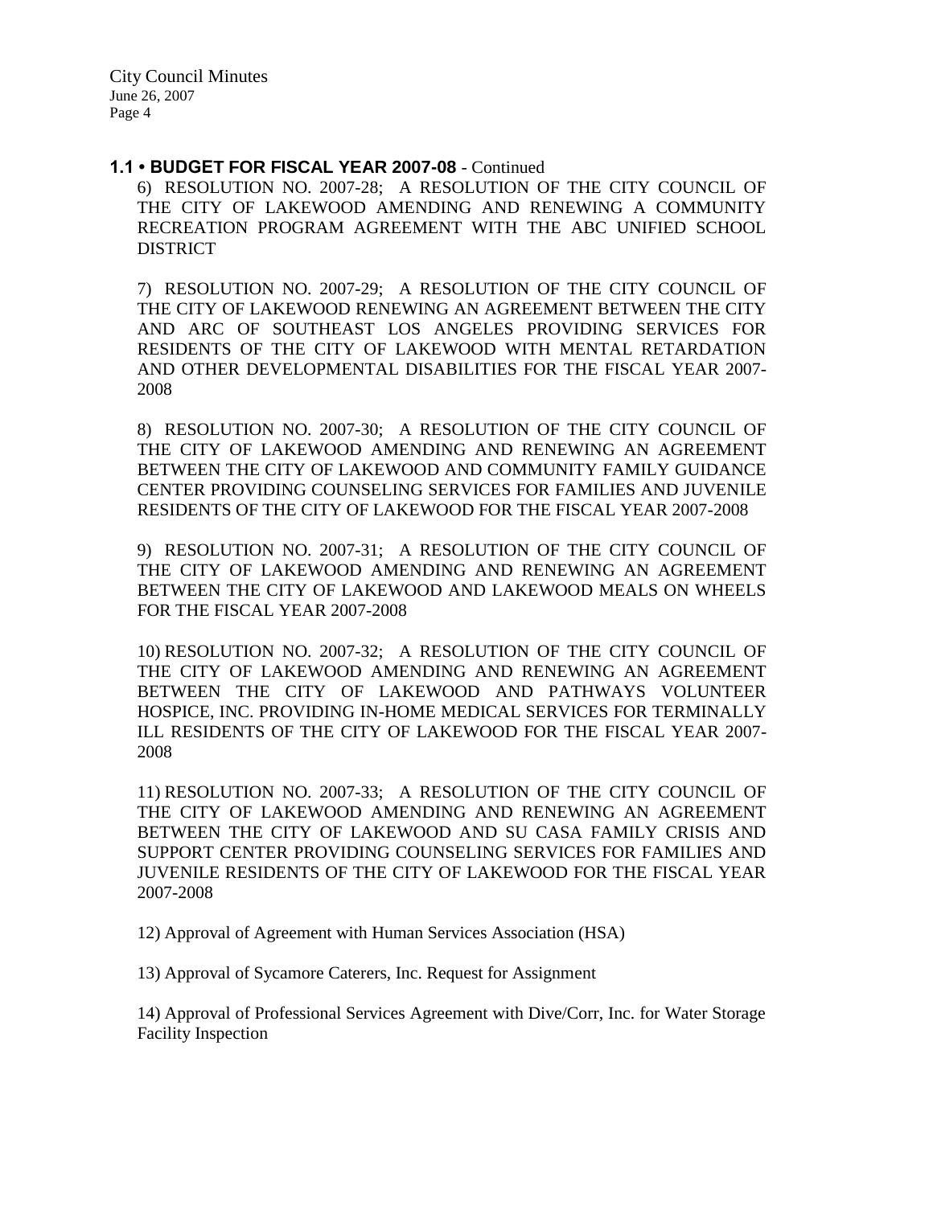### **1.1 • BUDGET FOR FISCAL YEAR 2007-08** - Continued

6) RESOLUTION NO. 2007-28; A RESOLUTION OF THE CITY COUNCIL OF THE CITY OF LAKEWOOD AMENDING AND RENEWING A COMMUNITY RECREATION PROGRAM AGREEMENT WITH THE ABC UNIFIED SCHOOL DISTRICT

7) RESOLUTION NO. 2007-29; A RESOLUTION OF THE CITY COUNCIL OF THE CITY OF LAKEWOOD RENEWING AN AGREEMENT BETWEEN THE CITY AND ARC OF SOUTHEAST LOS ANGELES PROVIDING SERVICES FOR RESIDENTS OF THE CITY OF LAKEWOOD WITH MENTAL RETARDATION AND OTHER DEVELOPMENTAL DISABILITIES FOR THE FISCAL YEAR 2007-2008

8) RESOLUTION NO. 2007-30; A RESOLUTION OF THE CITY COUNCIL OF THE CITY OF LAKEWOOD AMENDING AND RENEWING AN AGREEMENT BETWEEN THE CITY OF LAKEWOOD AND COMMUNITY FAMILY GUIDANCE CENTER PROVIDING COUNSELING SERVICES FOR FAMILIES AND JUVENILE RESIDENTS OF THE CITY OF LAKEWOOD FOR THE FISCAL YEAR 2007-2008

9) RESOLUTION NO. 2007-31; A RESOLUTION OF THE CITY COUNCIL OF THE CITY OF LAKEWOOD AMENDING AND RENEWING AN AGREEMENT BETWEEN THE CITY OF LAKEWOOD AND LAKEWOOD MEALS ON WHEELS FOR THE FISCAL YEAR 2007-2008

10) RESOLUTION NO. 2007-32; A RESOLUTION OF THE CITY COUNCIL OF THE CITY OF LAKEWOOD AMENDING AND RENEWING AN AGREEMENT BETWEEN THE CITY OF LAKEWOOD AND PATHWAYS VOLUNTEER HOSPICE, INC. PROVIDING IN-HOME MEDICAL SERVICES FOR TERMINALLY ILL RESIDENTS OF THE CITY OF LAKEWOOD FOR THE FISCAL YEAR 2007-2008

11) RESOLUTION NO. 2007-33; A RESOLUTION OF THE CITY COUNCIL OF THE CITY OF LAKEWOOD AMENDING AND RENEWING AN AGREEMENT BETWEEN THE CITY OF LAKEWOOD AND SU CASA FAMILY CRISIS AND SUPPORT CENTER PROVIDING COUNSELING SERVICES FOR FAMILIES AND JUVENILE RESIDENTS OF THE CITY OF LAKEWOOD FOR THE FISCAL YEAR 2007-2008

12) Approval of Agreement with Human Services Association (HSA)

13) Approval of Sycamore Caterers, Inc. Request for Assignment

14) Approval of Professional Services Agreement with Dive/Corr, Inc. for Water Storage Facility Inspection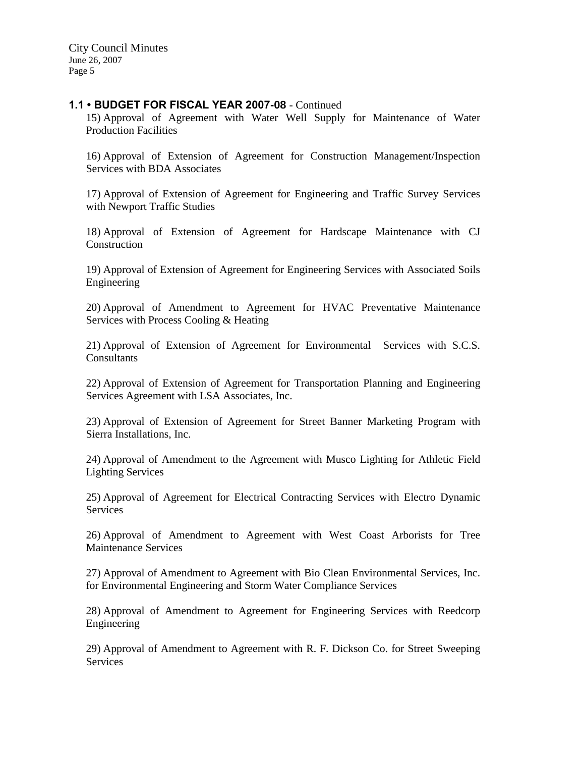### 1.1 • BUDGET FOR FISCAL YEAR 2007-08 - Continued

15) Approval of Agreement with Water Well Supply for Maintenance of Water Production Facilities

16) Approval of Extension of Agreement for Construction Management/Inspection Services with BDA Associates

17) Approval of Extension of Agreement for Engineering and Traffic Survey Services with Newport Traffic Studies

18) Approval of Extension of Agreement for Hardscape Maintenance with CJ Construction

19) Approval of Extension of Agreement for Engineering Services with Associated Soils Engineering

20) Approval of Amendment to Agreement for HVAC Preventative Maintenance Services with Process Cooling & Heating

21) Approval of Extension of Agreement for Environmental Services with S.C.S. Consultants

22) Approval of Extension of Agreement for Transportation Planning and Engineering Services Agreement with LSA Associates, Inc.

23) Approval of Extension of Agreement for Street Banner Marketing Program with Sierra Installations, Inc.

24) Approval of Amendment to the Agreement with Musco Lighting for Athletic Field Lighting Services

25) Approval of Agreement for Electrical Contracting Services with Electro Dynamic Services

26) Approval of Amendment to Agreement with West Coast Arborists for Tree Maintenance Services

27) Approval of Amendment to Agreement with Bio Clean Environmental Services, Inc. for Environmental Engineering and Storm Water Compliance Services

28) Approval of Amendment to Agreement for Engineering Services with Reedcorp Engineering

29) Approval of Amendment to Agreement with R. F. Dickson Co. for Street Sweeping Services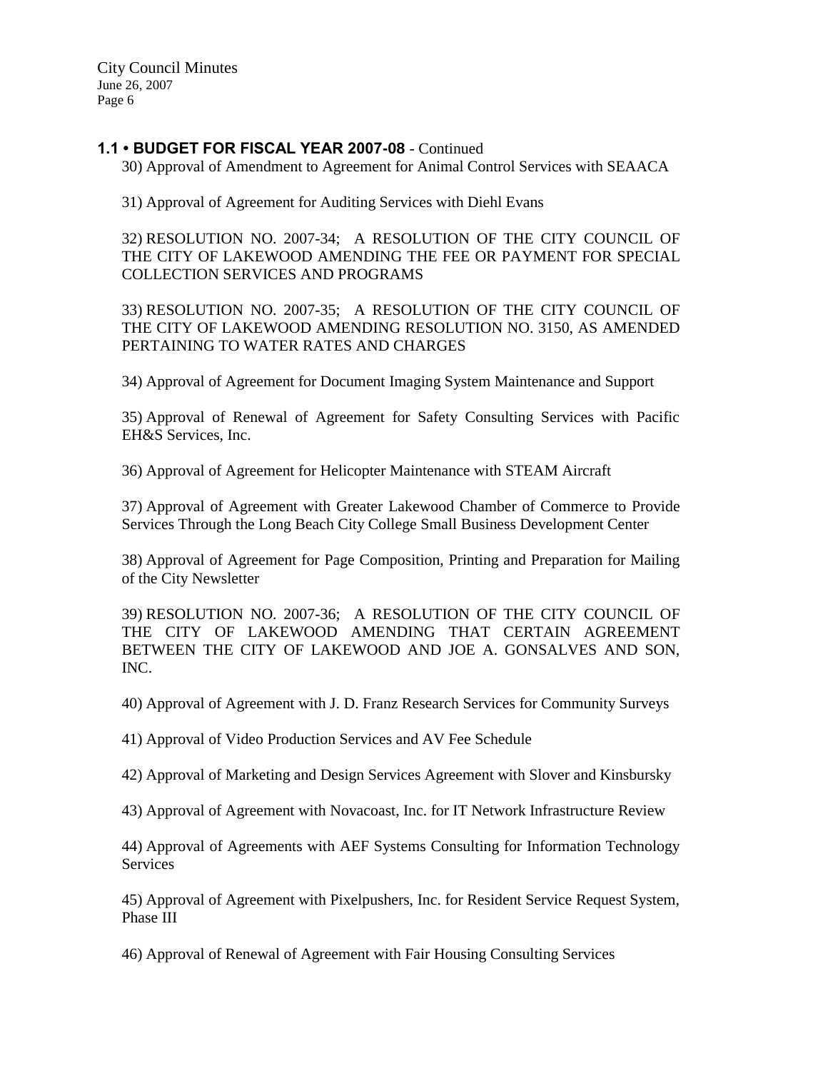**1.1 • BUDGET FOR FISCAL YEAR 2007-08** - Continued

30) Approval of Amendment to Agreement for Animal Control Services with SEAACA

31) Approval of Agreement for Auditing Services with Diehl Evans

32) RESOLUTION NO. 2007-34; A RESOLUTION OF THE CITY COUNCIL OF THE CITY OF LAKEWOOD AMENDING THE FEE OR PAYMENT FOR SPECIAL COLLECTION SERVICES AND PROGRAMS

33) RESOLUTION NO. 2007-35; A RESOLUTION OF THE CITY COUNCIL OF THE CITY OF LAKEWOOD AMENDING RESOLUTION NO. 3150, AS AMENDED PERTAINING TO WATER RATES AND CHARGES

34) Approval of Agreement for Document Imaging System Maintenance and Support

35) Approval of Renewal of Agreement for Safety Consulting Services with Pacific EH&S Services, Inc.

36) Approval of Agreement for Helicopter Maintenance with STEAM Aircraft

37) Approval of Agreement with Greater Lakewood Chamber of Commerce to Provide Services Through the Long Beach City College Small Business Development Center

38) Approval of Agreement for Page Composition, Printing and Preparation for Mailing of the City Newsletter

39) RESOLUTION NO. 2007-36; A RESOLUTION OF THE CITY COUNCIL OF THE CITY OF LAKEWOOD AMENDING THAT CERTAIN AGREEMENT BETWEEN THE CITY OF LAKEWOOD AND JOE A. GONSALVES AND SON, INC.

40) Approval of Agreement with J. D. Franz Research Services for Community Surveys

41) Approval of Video Production Services and AV Fee Schedule

42) Approval of Marketing and Design Services Agreement with Slover and Kinsbursky

43) Approval of Agreement with Novacoast, Inc. for IT Network Infrastructure Review

44) Approval of Agreements with AEF Systems Consulting for Information Technology Services

45) Approval of Agreement with Pixelpushers, Inc. for Resident Service Request System, Phase III

46) Approval of Renewal of Agreement with Fair Housing Consulting Services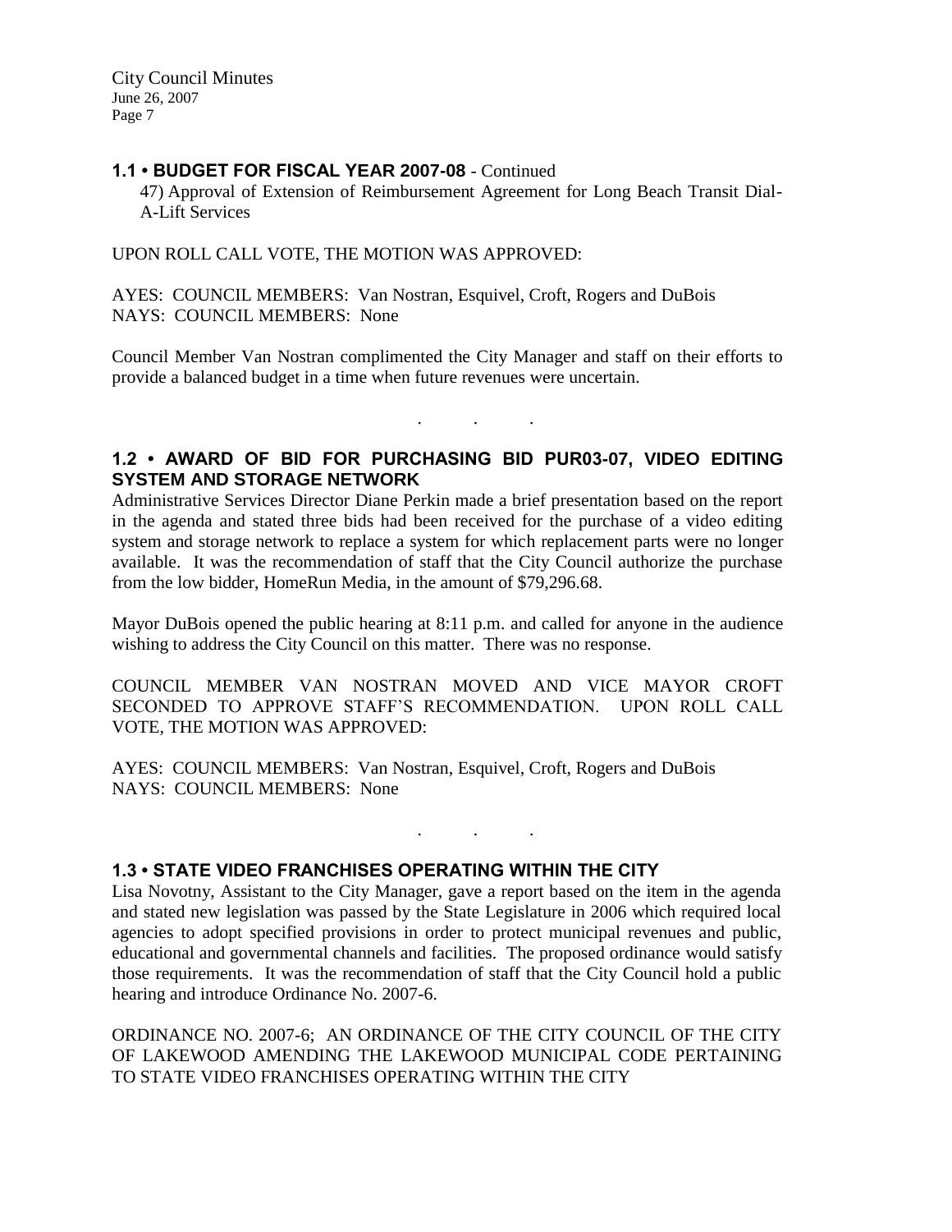## 1.1 • BUDGET FOR FISCAL YEAR 2007-08 - Continued

47) Approval of Extension of Reimbursement Agreement for Long Beach Transit Dial-A-Lift Services

UPON ROLL CALL VOTE, THE MOTION WAS APPROVED:

AYES: COUNCIL MEMBERS: Van Nostran, Esquivel, Croft, Rogers and DuBois
NAYS: COUNCIL MEMBERS: None

Council Member Van Nostran complimented the City Manager and staff on their efforts to provide a balanced budget in a time when future revenues were uncertain.

. . .

## 1.2 • AWARD OF BID FOR PURCHASING BID PUR03-07, VIDEO EDITING SYSTEM AND STORAGE NETWORK

Administrative Services Director Diane Perkin made a brief presentation based on the report in the agenda and stated three bids had been received for the purchase of a video editing system and storage network to replace a system for which replacement parts were no longer available. It was the recommendation of staff that the City Council authorize the purchase from the low bidder, HomeRun Media, in the amount of $79,296.68.

Mayor DuBois opened the public hearing at 8:11 p.m. and called for anyone in the audience wishing to address the City Council on this matter. There was no response.

COUNCIL MEMBER VAN NOSTRAN MOVED AND VICE MAYOR CROFT SECONDED TO APPROVE STAFF'S RECOMMENDATION. UPON ROLL CALL VOTE, THE MOTION WAS APPROVED:

AYES: COUNCIL MEMBERS: Van Nostran, Esquivel, Croft, Rogers and DuBois
NAYS: COUNCIL MEMBERS: None

. . .

## 1.3 • STATE VIDEO FRANCHISES OPERATING WITHIN THE CITY

Lisa Novotny, Assistant to the City Manager, gave a report based on the item in the agenda and stated new legislation was passed by the State Legislature in 2006 which required local agencies to adopt specified provisions in order to protect municipal revenues and public, educational and governmental channels and facilities. The proposed ordinance would satisfy those requirements. It was the recommendation of staff that the City Council hold a public hearing and introduce Ordinance No. 2007-6.

ORDINANCE NO. 2007-6; AN ORDINANCE OF THE CITY COUNCIL OF THE CITY OF LAKEWOOD AMENDING THE LAKEWOOD MUNICIPAL CODE PERTAINING TO STATE VIDEO FRANCHISES OPERATING WITHIN THE CITY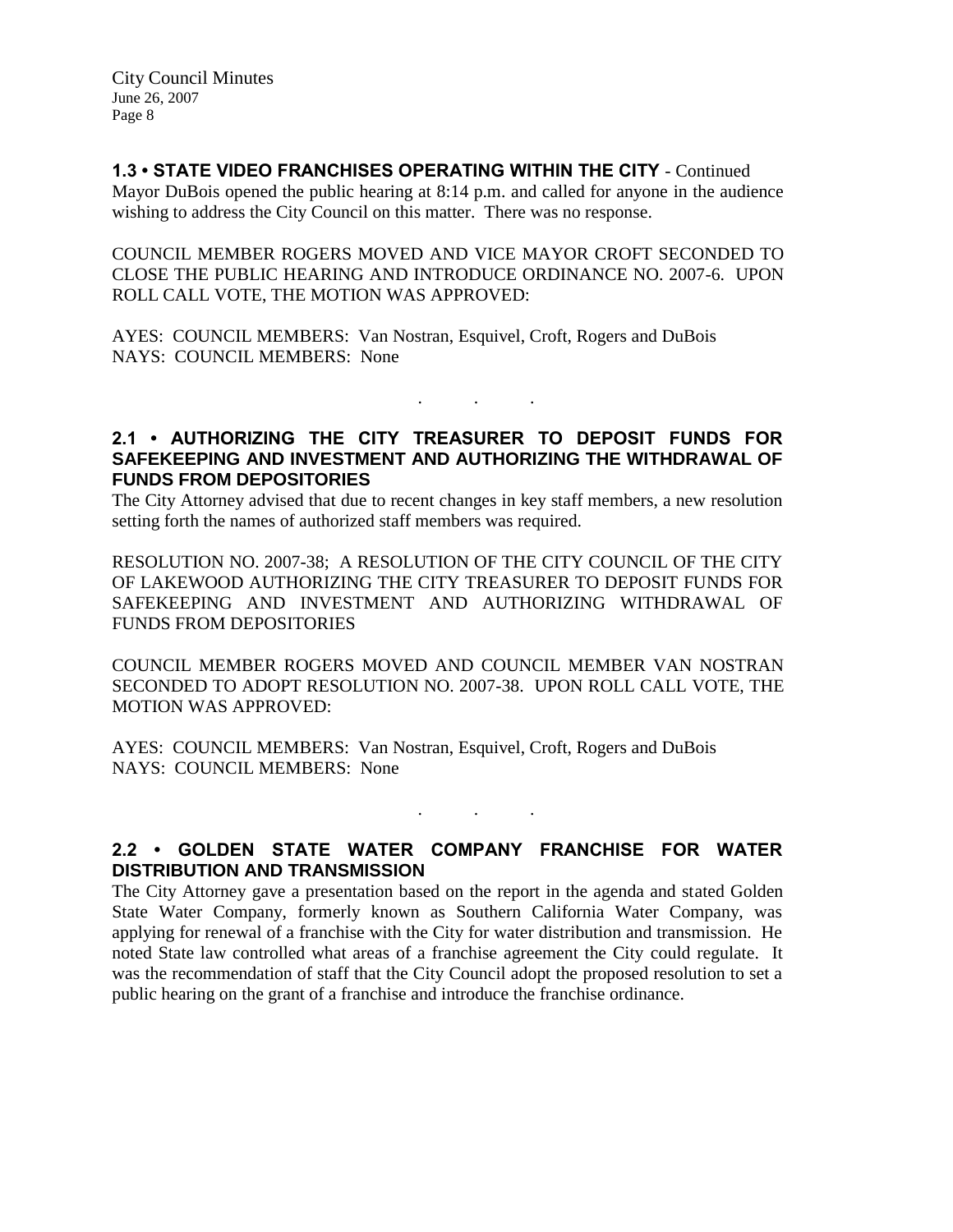## 1.3 • STATE VIDEO FRANCHISES OPERATING WITHIN THE CITY - Continued

Mayor DuBois opened the public hearing at 8:14 p.m. and called for anyone in the audience wishing to address the City Council on this matter. There was no response.

COUNCIL MEMBER ROGERS MOVED AND VICE MAYOR CROFT SECONDED TO CLOSE THE PUBLIC HEARING AND INTRODUCE ORDINANCE NO. 2007-6. UPON ROLL CALL VOTE, THE MOTION WAS APPROVED:

AYES: COUNCIL MEMBERS: Van Nostran, Esquivel, Croft, Rogers and DuBois
NAYS: COUNCIL MEMBERS: None

. . .

## 2.1 • AUTHORIZING THE CITY TREASURER TO DEPOSIT FUNDS FOR SAFEKEEPING AND INVESTMENT AND AUTHORIZING THE WITHDRAWAL OF FUNDS FROM DEPOSITORIES

The City Attorney advised that due to recent changes in key staff members, a new resolution setting forth the names of authorized staff members was required.

RESOLUTION NO. 2007-38; A RESOLUTION OF THE CITY COUNCIL OF THE CITY OF LAKEWOOD AUTHORIZING THE CITY TREASURER TO DEPOSIT FUNDS FOR SAFEKEEPING AND INVESTMENT AND AUTHORIZING WITHDRAWAL OF FUNDS FROM DEPOSITORIES

COUNCIL MEMBER ROGERS MOVED AND COUNCIL MEMBER VAN NOSTRAN SECONDED TO ADOPT RESOLUTION NO. 2007-38. UPON ROLL CALL VOTE, THE MOTION WAS APPROVED:

AYES: COUNCIL MEMBERS: Van Nostran, Esquivel, Croft, Rogers and DuBois
NAYS: COUNCIL MEMBERS: None

. . .

## 2.2 • GOLDEN STATE WATER COMPANY FRANCHISE FOR WATER DISTRIBUTION AND TRANSMISSION

The City Attorney gave a presentation based on the report in the agenda and stated Golden State Water Company, formerly known as Southern California Water Company, was applying for renewal of a franchise with the City for water distribution and transmission. He noted State law controlled what areas of a franchise agreement the City could regulate. It was the recommendation of staff that the City Council adopt the proposed resolution to set a public hearing on the grant of a franchise and introduce the franchise ordinance.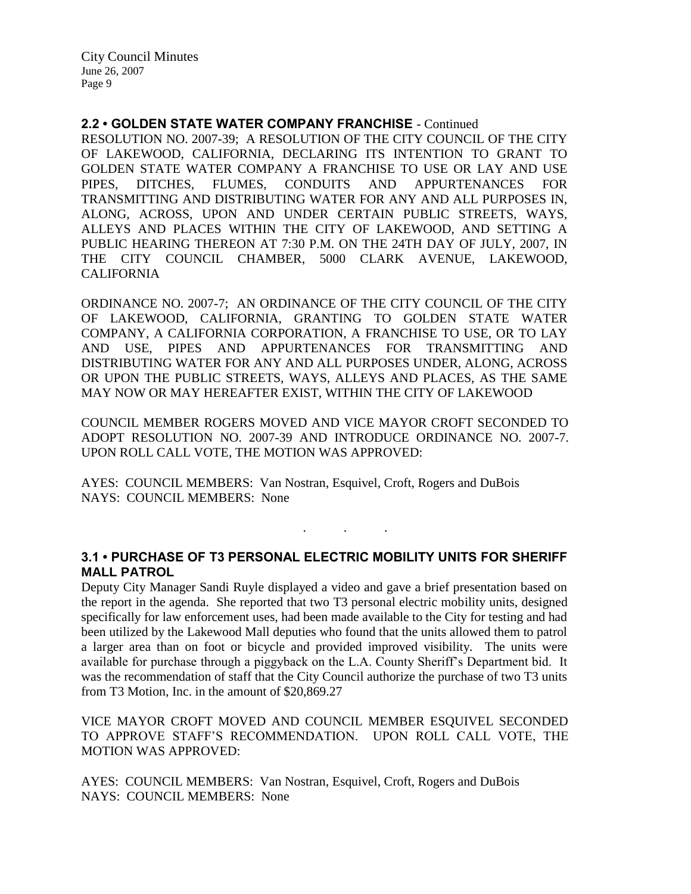## 2.2 • GOLDEN STATE WATER COMPANY FRANCHISE - Continued

RESOLUTION NO. 2007-39; A RESOLUTION OF THE CITY COUNCIL OF THE CITY OF LAKEWOOD, CALIFORNIA, DECLARING ITS INTENTION TO GRANT TO GOLDEN STATE WATER COMPANY A FRANCHISE TO USE OR LAY AND USE PIPES, DITCHES, FLUMES, CONDUITS AND APPURTENANCES FOR TRANSMITTING AND DISTRIBUTING WATER FOR ANY AND ALL PURPOSES IN, ALONG, ACROSS, UPON AND UNDER CERTAIN PUBLIC STREETS, WAYS, ALLEYS AND PLACES WITHIN THE CITY OF LAKEWOOD, AND SETTING A PUBLIC HEARING THEREON AT 7:30 P.M. ON THE 24TH DAY OF JULY, 2007, IN THE CITY COUNCIL CHAMBER, 5000 CLARK AVENUE, LAKEWOOD, CALIFORNIA

ORDINANCE NO. 2007-7; AN ORDINANCE OF THE CITY COUNCIL OF THE CITY OF LAKEWOOD, CALIFORNIA, GRANTING TO GOLDEN STATE WATER COMPANY, A CALIFORNIA CORPORATION, A FRANCHISE TO USE, OR TO LAY AND USE, PIPES AND APPURTENANCES FOR TRANSMITTING AND DISTRIBUTING WATER FOR ANY AND ALL PURPOSES UNDER, ALONG, ACROSS OR UPON THE PUBLIC STREETS, WAYS, ALLEYS AND PLACES, AS THE SAME MAY NOW OR MAY HEREAFTER EXIST, WITHIN THE CITY OF LAKEWOOD

COUNCIL MEMBER ROGERS MOVED AND VICE MAYOR CROFT SECONDED TO ADOPT RESOLUTION NO. 2007-39 AND INTRODUCE ORDINANCE NO. 2007-7. UPON ROLL CALL VOTE, THE MOTION WAS APPROVED:

AYES: COUNCIL MEMBERS: Van Nostran, Esquivel, Croft, Rogers and DuBois
NAYS: COUNCIL MEMBERS: None

. . .

## 3.1 • PURCHASE OF T3 PERSONAL ELECTRIC MOBILITY UNITS FOR SHERIFF MALL PATROL

Deputy City Manager Sandi Ruyle displayed a video and gave a brief presentation based on the report in the agenda. She reported that two T3 personal electric mobility units, designed specifically for law enforcement uses, had been made available to the City for testing and had been utilized by the Lakewood Mall deputies who found that the units allowed them to patrol a larger area than on foot or bicycle and provided improved visibility. The units were available for purchase through a piggyback on the L.A. County Sheriff's Department bid. It was the recommendation of staff that the City Council authorize the purchase of two T3 units from T3 Motion, Inc. in the amount of $20,869.27

VICE MAYOR CROFT MOVED AND COUNCIL MEMBER ESQUIVEL SECONDED TO APPROVE STAFF'S RECOMMENDATION. UPON ROLL CALL VOTE, THE MOTION WAS APPROVED:

AYES: COUNCIL MEMBERS: Van Nostran, Esquivel, Croft, Rogers and DuBois
NAYS: COUNCIL MEMBERS: None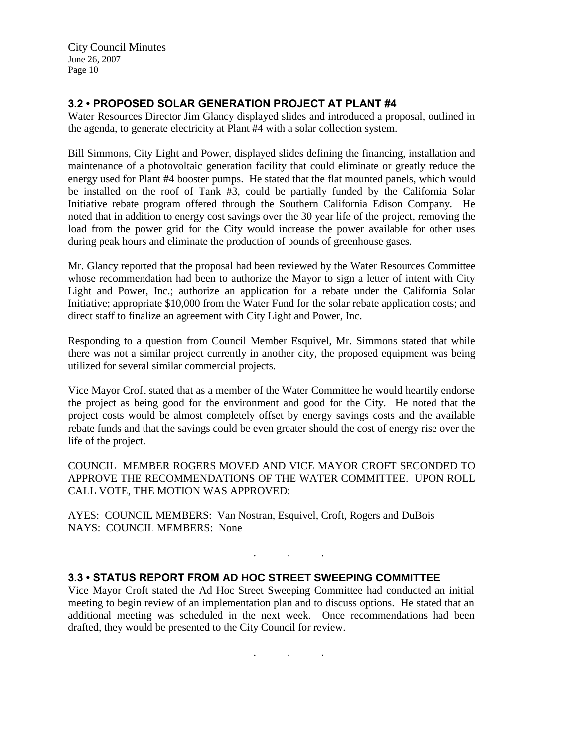### 3.2 • PROPOSED SOLAR GENERATION PROJECT AT PLANT #4

Water Resources Director Jim Glancy displayed slides and introduced a proposal, outlined in the agenda, to generate electricity at Plant #4 with a solar collection system.

Bill Simmons, City Light and Power, displayed slides defining the financing, installation and maintenance of a photovoltaic generation facility that could eliminate or greatly reduce the energy used for Plant #4 booster pumps. He stated that the flat mounted panels, which would be installed on the roof of Tank #3, could be partially funded by the California Solar Initiative rebate program offered through the Southern California Edison Company. He noted that in addition to energy cost savings over the 30 year life of the project, removing the load from the power grid for the City would increase the power available for other uses during peak hours and eliminate the production of pounds of greenhouse gases.

Mr. Glancy reported that the proposal had been reviewed by the Water Resources Committee whose recommendation had been to authorize the Mayor to sign a letter of intent with City Light and Power, Inc.; authorize an application for a rebate under the California Solar Initiative; appropriate $10,000 from the Water Fund for the solar rebate application costs; and direct staff to finalize an agreement with City Light and Power, Inc.

Responding to a question from Council Member Esquivel, Mr. Simmons stated that while there was not a similar project currently in another city, the proposed equipment was being utilized for several similar commercial projects.

Vice Mayor Croft stated that as a member of the Water Committee he would heartily endorse the project as being good for the environment and good for the City. He noted that the project costs would be almost completely offset by energy savings costs and the available rebate funds and that the savings could be even greater should the cost of energy rise over the life of the project.

COUNCIL MEMBER ROGERS MOVED AND VICE MAYOR CROFT SECONDED TO APPROVE THE RECOMMENDATIONS OF THE WATER COMMITTEE. UPON ROLL CALL VOTE, THE MOTION WAS APPROVED:

AYES: COUNCIL MEMBERS: Van Nostran, Esquivel, Croft, Rogers and DuBois
NAYS: COUNCIL MEMBERS: None

. . .

### 3.3 • STATUS REPORT FROM AD HOC STREET SWEEPING COMMITTEE

Vice Mayor Croft stated the Ad Hoc Street Sweeping Committee had conducted an initial meeting to begin review of an implementation plan and to discuss options. He stated that an additional meeting was scheduled in the next week. Once recommendations had been drafted, they would be presented to the City Council for review.

. . .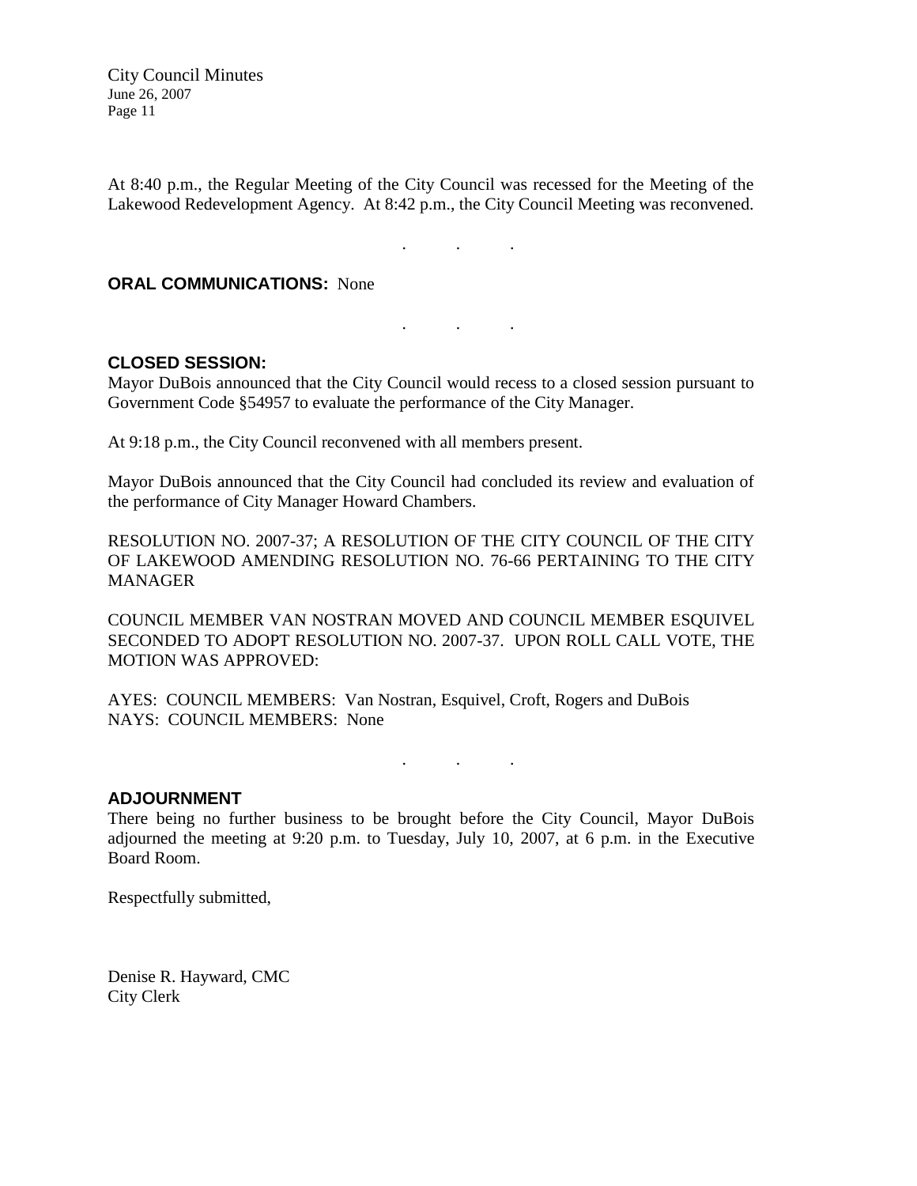At 8:40 p.m., the Regular Meeting of the City Council was recessed for the Meeting of the Lakewood Redevelopment Agency. At 8:42 p.m., the City Council Meeting was reconvened.

. . .

**ORAL COMMUNICATIONS:** None

. . .

**CLOSED SESSION:**

Mayor DuBois announced that the City Council would recess to a closed session pursuant to Government Code §54957 to evaluate the performance of the City Manager.

At 9:18 p.m., the City Council reconvened with all members present.

Mayor DuBois announced that the City Council had concluded its review and evaluation of the performance of City Manager Howard Chambers.

RESOLUTION NO. 2007-37; A RESOLUTION OF THE CITY COUNCIL OF THE CITY OF LAKEWOOD AMENDING RESOLUTION NO. 76-66 PERTAINING TO THE CITY MANAGER

COUNCIL MEMBER VAN NOSTRAN MOVED AND COUNCIL MEMBER ESQUIVEL SECONDED TO ADOPT RESOLUTION NO. 2007-37. UPON ROLL CALL VOTE, THE MOTION WAS APPROVED:

AYES: COUNCIL MEMBERS: Van Nostran, Esquivel, Croft, Rogers and DuBois
NAYS: COUNCIL MEMBERS: None

. . .

**ADJOURNMENT**

There being no further business to be brought before the City Council, Mayor DuBois adjourned the meeting at 9:20 p.m. to Tuesday, July 10, 2007, at 6 p.m. in the Executive Board Room.

Respectfully submitted,

Denise R. Hayward, CMC
City Clerk